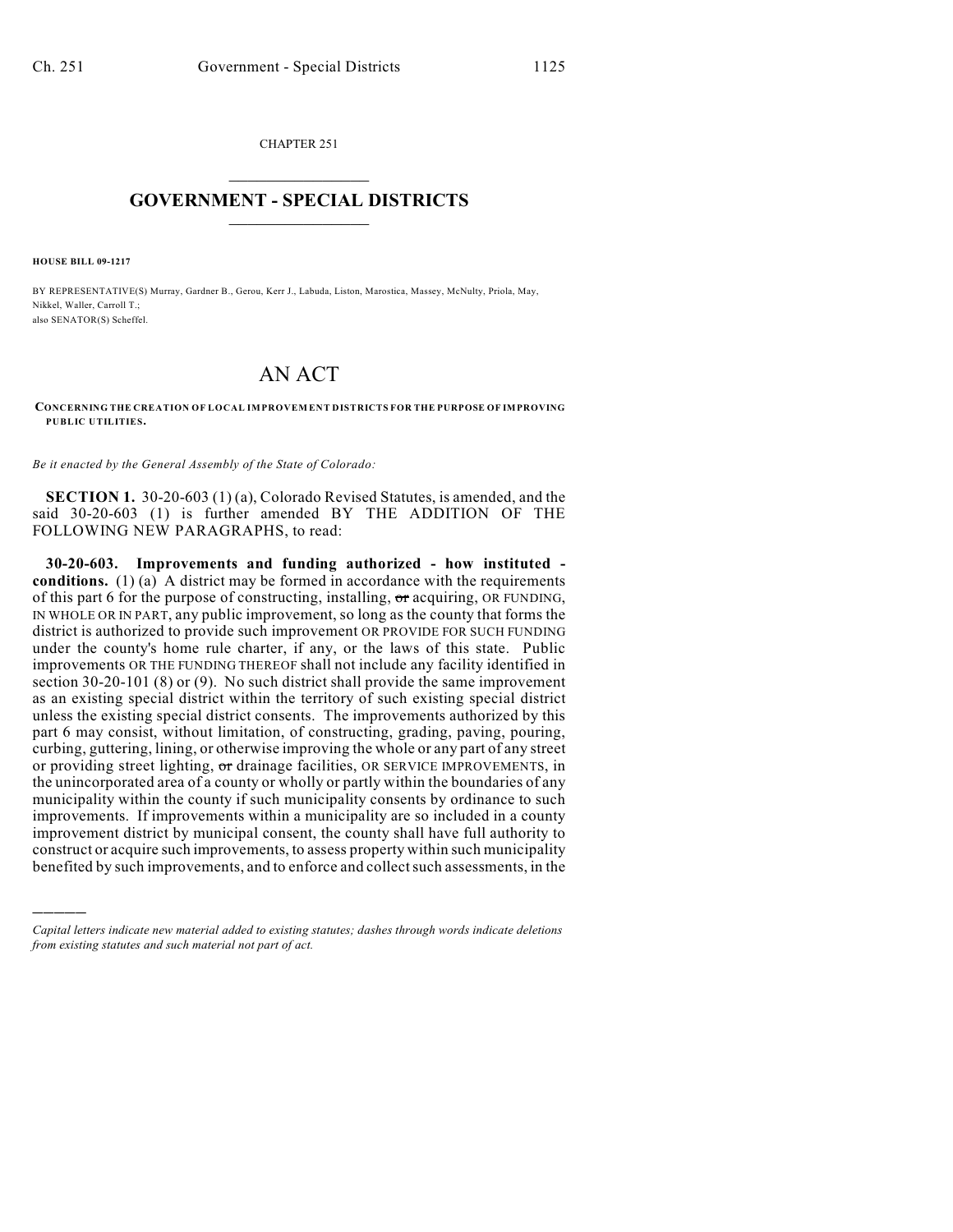CHAPTER 251

# GOVERNMENT - SPECIAL DISTRICTS

**HOUSE BILL 09-1217**

BY REPRESENTATIVE(S) Murray, Gardner B., Gerou, Kerr J., Labuda, Liston, Marostica, Massey, McNulty, Priola, May, Nikkel, Waller, Carroll T.;
also SENATOR(S) Scheffel.

# AN ACT

**CONCERNING THE CREATION OF LOCAL IMPROVEMENT DISTRICTS FOR THE PURPOSE OF IMPROVING PUBLIC UTILITIES.**

*Be it enacted by the General Assembly of the State of Colorado:*

**SECTION 1.** 30-20-603 (1) (a), Colorado Revised Statutes, is amended, and the said 30-20-603 (1) is further amended BY THE ADDITION OF THE FOLLOWING NEW PARAGRAPHS, to read:

**30-20-603. Improvements and funding authorized - how instituted - conditions.** (1) (a) A district may be formed in accordance with the requirements of this part 6 for the purpose of constructing, installing, ~~or~~ acquiring, OR FUNDING, IN WHOLE OR IN PART, any public improvement, so long as the county that forms the district is authorized to provide such improvement OR PROVIDE FOR SUCH FUNDING under the county's home rule charter, if any, or the laws of this state. Public improvements OR THE FUNDING THEREOF shall not include any facility identified in section 30-20-101 (8) or (9). No such district shall provide the same improvement as an existing special district within the territory of such existing special district unless the existing special district consents. The improvements authorized by this part 6 may consist, without limitation, of constructing, grading, paving, pouring, curbing, guttering, lining, or otherwise improving the whole or any part of any street or providing street lighting, ~~or~~ drainage facilities, OR SERVICE IMPROVEMENTS, in the unincorporated area of a county or wholly or partly within the boundaries of any municipality within the county if such municipality consents by ordinance to such improvements. If improvements within a municipality are so included in a county improvement district by municipal consent, the county shall have full authority to construct or acquire such improvements, to assess property within such municipality benefited by such improvements, and to enforce and collect such assessments, in the

*Capital letters indicate new material added to existing statutes; dashes through words indicate deletions from existing statutes and such material not part of act.*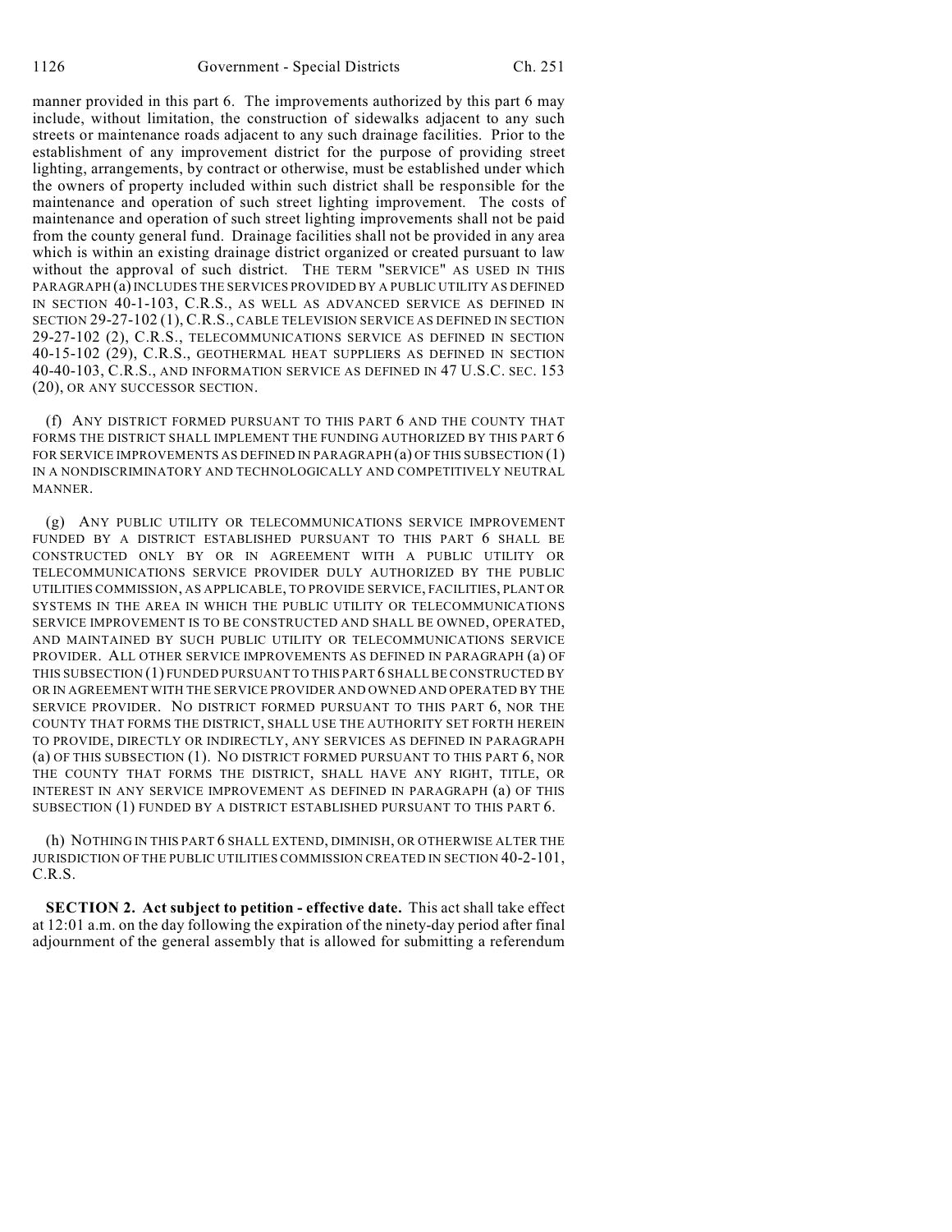manner provided in this part 6. The improvements authorized by this part 6 may include, without limitation, the construction of sidewalks adjacent to any such streets or maintenance roads adjacent to any such drainage facilities. Prior to the establishment of any improvement district for the purpose of providing street lighting, arrangements, by contract or otherwise, must be established under which the owners of property included within such district shall be responsible for the maintenance and operation of such street lighting improvement. The costs of maintenance and operation of such street lighting improvements shall not be paid from the county general fund. Drainage facilities shall not be provided in any area which is within an existing drainage district organized or created pursuant to law without the approval of such district. THE TERM "SERVICE" AS USED IN THIS PARAGRAPH (a) INCLUDES THE SERVICES PROVIDED BY A PUBLIC UTILITY AS DEFINED IN SECTION 40-1-103, C.R.S., AS WELL AS ADVANCED SERVICE AS DEFINED IN SECTION 29-27-102 (1), C.R.S., CABLE TELEVISION SERVICE AS DEFINED IN SECTION 29-27-102 (2), C.R.S., TELECOMMUNICATIONS SERVICE AS DEFINED IN SECTION 40-15-102 (29), C.R.S., GEOTHERMAL HEAT SUPPLIERS AS DEFINED IN SECTION 40-40-103, C.R.S., AND INFORMATION SERVICE AS DEFINED IN 47 U.S.C. SEC. 153 (20), OR ANY SUCCESSOR SECTION.

(f) ANY DISTRICT FORMED PURSUANT TO THIS PART 6 AND THE COUNTY THAT FORMS THE DISTRICT SHALL IMPLEMENT THE FUNDING AUTHORIZED BY THIS PART 6 FOR SERVICE IMPROVEMENTS AS DEFINED IN PARAGRAPH (a) OF THIS SUBSECTION (1) IN A NONDISCRIMINATORY AND TECHNOLOGICALLY AND COMPETITIVELY NEUTRAL MANNER.

(g) ANY PUBLIC UTILITY OR TELECOMMUNICATIONS SERVICE IMPROVEMENT FUNDED BY A DISTRICT ESTABLISHED PURSUANT TO THIS PART 6 SHALL BE CONSTRUCTED ONLY BY OR IN AGREEMENT WITH A PUBLIC UTILITY OR TELECOMMUNICATIONS SERVICE PROVIDER DULY AUTHORIZED BY THE PUBLIC UTILITIES COMMISSION, AS APPLICABLE, TO PROVIDE SERVICE, FACILITIES, PLANT OR SYSTEMS IN THE AREA IN WHICH THE PUBLIC UTILITY OR TELECOMMUNICATIONS SERVICE IMPROVEMENT IS TO BE CONSTRUCTED AND SHALL BE OWNED, OPERATED, AND MAINTAINED BY SUCH PUBLIC UTILITY OR TELECOMMUNICATIONS SERVICE PROVIDER. ALL OTHER SERVICE IMPROVEMENTS AS DEFINED IN PARAGRAPH (a) OF THIS SUBSECTION (1) FUNDED PURSUANT TO THIS PART 6 SHALL BE CONSTRUCTED BY OR IN AGREEMENT WITH THE SERVICE PROVIDER AND OWNED AND OPERATED BY THE SERVICE PROVIDER. NO DISTRICT FORMED PURSUANT TO THIS PART 6, NOR THE COUNTY THAT FORMS THE DISTRICT, SHALL USE THE AUTHORITY SET FORTH HEREIN TO PROVIDE, DIRECTLY OR INDIRECTLY, ANY SERVICES AS DEFINED IN PARAGRAPH (a) OF THIS SUBSECTION (1). NO DISTRICT FORMED PURSUANT TO THIS PART 6, NOR THE COUNTY THAT FORMS THE DISTRICT, SHALL HAVE ANY RIGHT, TITLE, OR INTEREST IN ANY SERVICE IMPROVEMENT AS DEFINED IN PARAGRAPH (a) OF THIS SUBSECTION (1) FUNDED BY A DISTRICT ESTABLISHED PURSUANT TO THIS PART 6.

(h) NOTHING IN THIS PART 6 SHALL EXTEND, DIMINISH, OR OTHERWISE ALTER THE JURISDICTION OF THE PUBLIC UTILITIES COMMISSION CREATED IN SECTION 40-2-101, C.R.S.

**SECTION 2. Act subject to petition - effective date.** This act shall take effect at 12:01 a.m. on the day following the expiration of the ninety-day period after final adjournment of the general assembly that is allowed for submitting a referendum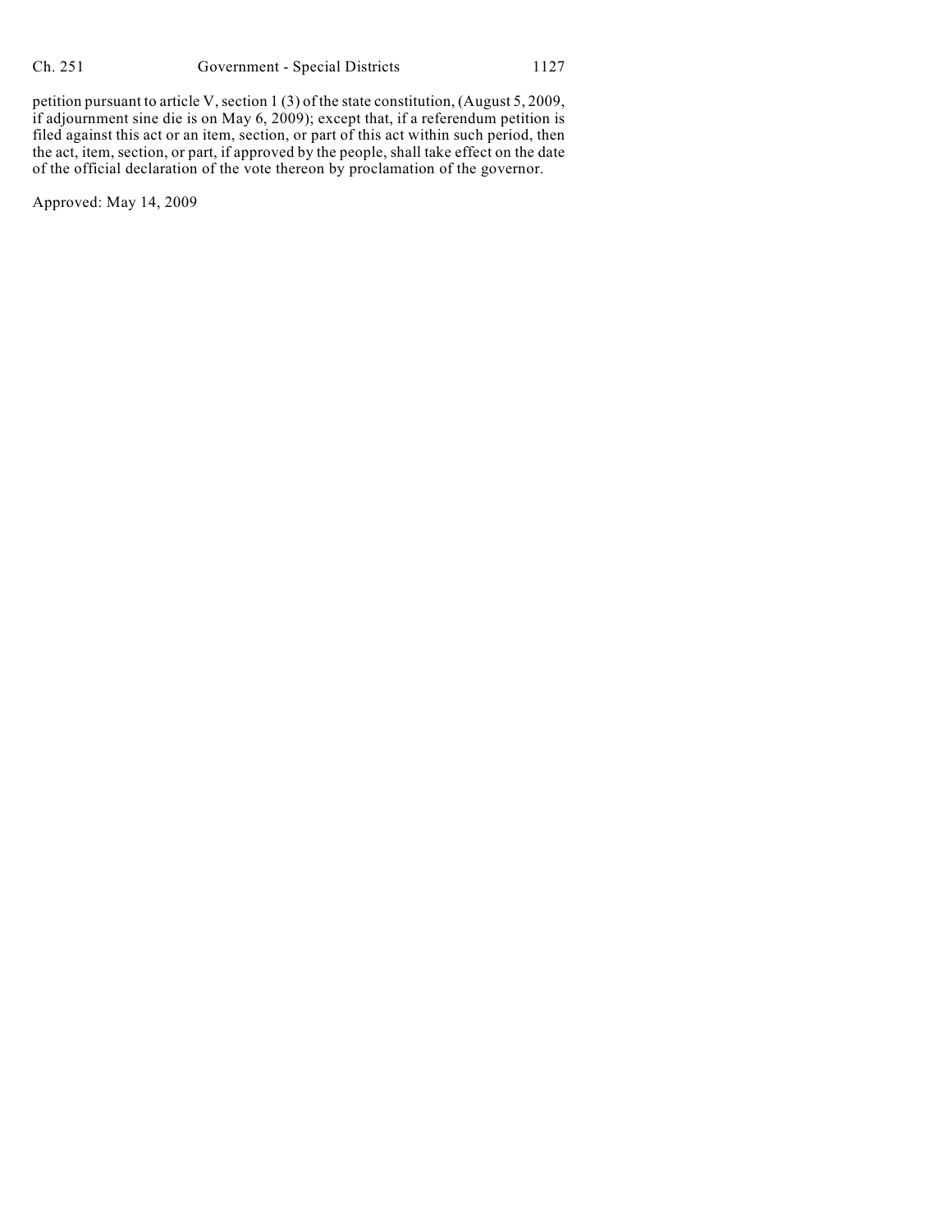petition pursuant to article V, section 1 (3) of the state constitution, (August 5, 2009, if adjournment sine die is on May 6, 2009); except that, if a referendum petition is filed against this act or an item, section, or part of this act within such period, then the act, item, section, or part, if approved by the people, shall take effect on the date of the official declaration of the vote thereon by proclamation of the governor.

Approved: May 14, 2009